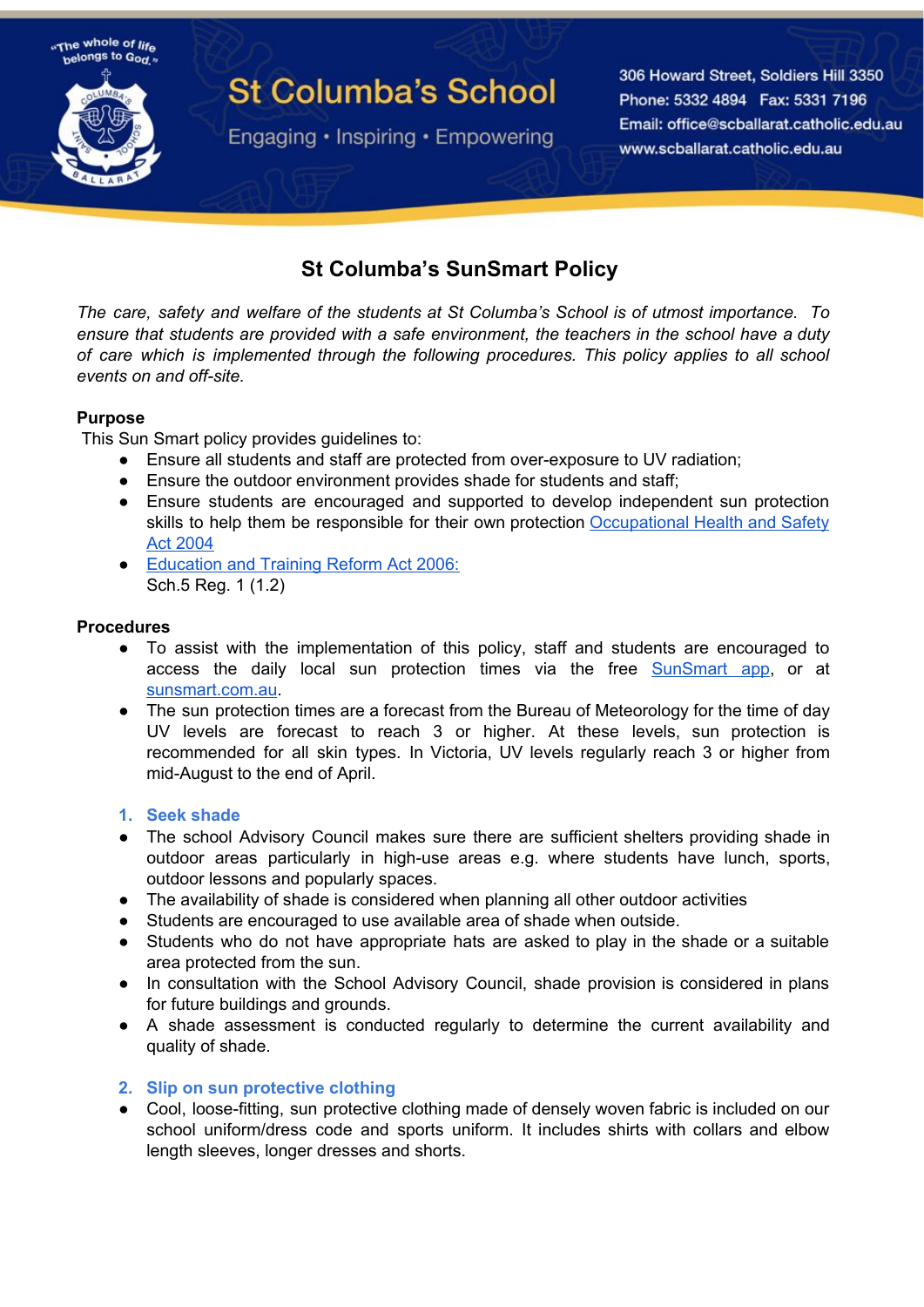"The whole of life belongs to God."

# St Columba's School

Engaging • Inspiring • Empowering

306 Howard Street, Soldiers Hill 3350
Phone: 5332 4894 Fax: 5331 7196
Email: office@scballarat.catholic.edu.au
www.scballarat.catholic.edu.au

## St Columba's SunSmart Policy

*The care, safety and welfare of the students at St Columba's School is of utmost importance. To ensure that students are provided with a safe environment, the teachers in the school have a duty of care which is implemented through the following procedures. This policy applies to all school events on and off-site.*

**Purpose**

This Sun Smart policy provides guidelines to:

- Ensure all students and staff are protected from over-exposure to UV radiation;
- Ensure the outdoor environment provides shade for students and staff;
- Ensure students are encouraged and supported to develop independent sun protection skills to help them be responsible for their own protection [Occupational Health and Safety Act 2004]
- [Education and Training Reform Act 2006:] Sch.5 Reg. 1 (1.2)

**Procedures**

- To assist with the implementation of this policy, staff and students are encouraged to access the daily local sun protection times via the free [SunSmart app], or at [sunsmart.com.au].
- The sun protection times are a forecast from the Bureau of Meteorology for the time of day UV levels are forecast to reach 3 or higher. At these levels, sun protection is recommended for all skin types. In Victoria, UV levels regularly reach 3 or higher from mid-August to the end of April.

### 1. Seek shade

- The school Advisory Council makes sure there are sufficient shelters providing shade in outdoor areas particularly in high-use areas e.g. where students have lunch, sports, outdoor lessons and popularly spaces.
- The availability of shade is considered when planning all other outdoor activities
- Students are encouraged to use available area of shade when outside.
- Students who do not have appropriate hats are asked to play in the shade or a suitable area protected from the sun.
- In consultation with the School Advisory Council, shade provision is considered in plans for future buildings and grounds.
- A shade assessment is conducted regularly to determine the current availability and quality of shade.

### 2. Slip on sun protective clothing

- Cool, loose-fitting, sun protective clothing made of densely woven fabric is included on our school uniform/dress code and sports uniform. It includes shirts with collars and elbow length sleeves, longer dresses and shorts.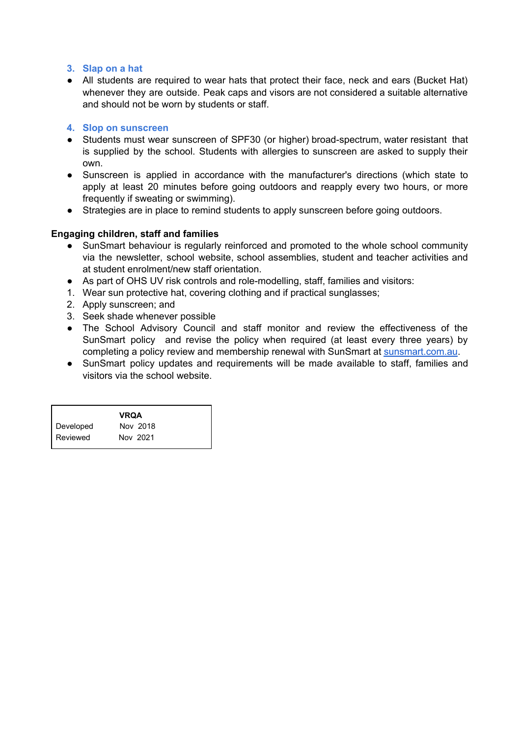### 3. Slap on a hat

- All students are required to wear hats that protect their face, neck and ears (Bucket Hat) whenever they are outside. Peak caps and visors are not considered a suitable alternative and should not be worn by students or staff.

### 4. Slop on sunscreen

- Students must wear sunscreen of SPF30 (or higher) broad-spectrum, water resistant that is supplied by the school. Students with allergies to sunscreen are asked to supply their own.
- Sunscreen is applied in accordance with the manufacturer's directions (which state to apply at least 20 minutes before going outdoors and reapply every two hours, or more frequently if sweating or swimming).
- Strategies are in place to remind students to apply sunscreen before going outdoors.

**Engaging children, staff and families**

- SunSmart behaviour is regularly reinforced and promoted to the whole school community via the newsletter, school website, school assemblies, student and teacher activities and at student enrolment/new staff orientation.
- As part of OHS UV risk controls and role-modelling, staff, families and visitors:

1. Wear sun protective hat, covering clothing and if practical sunglasses;
2. Apply sunscreen; and
3. Seek shade whenever possible

- The School Advisory Council and staff monitor and review the effectiveness of the SunSmart policy and revise the policy when required (at least every three years) by completing a policy review and membership renewal with SunSmart at sunsmart.com.au.
- SunSmart policy updates and requirements will be made available to staff, families and visitors via the school website.

| | VRQA |
|---|---|
| Developed | Nov 2018 |
| Reviewed | Nov 2021 |